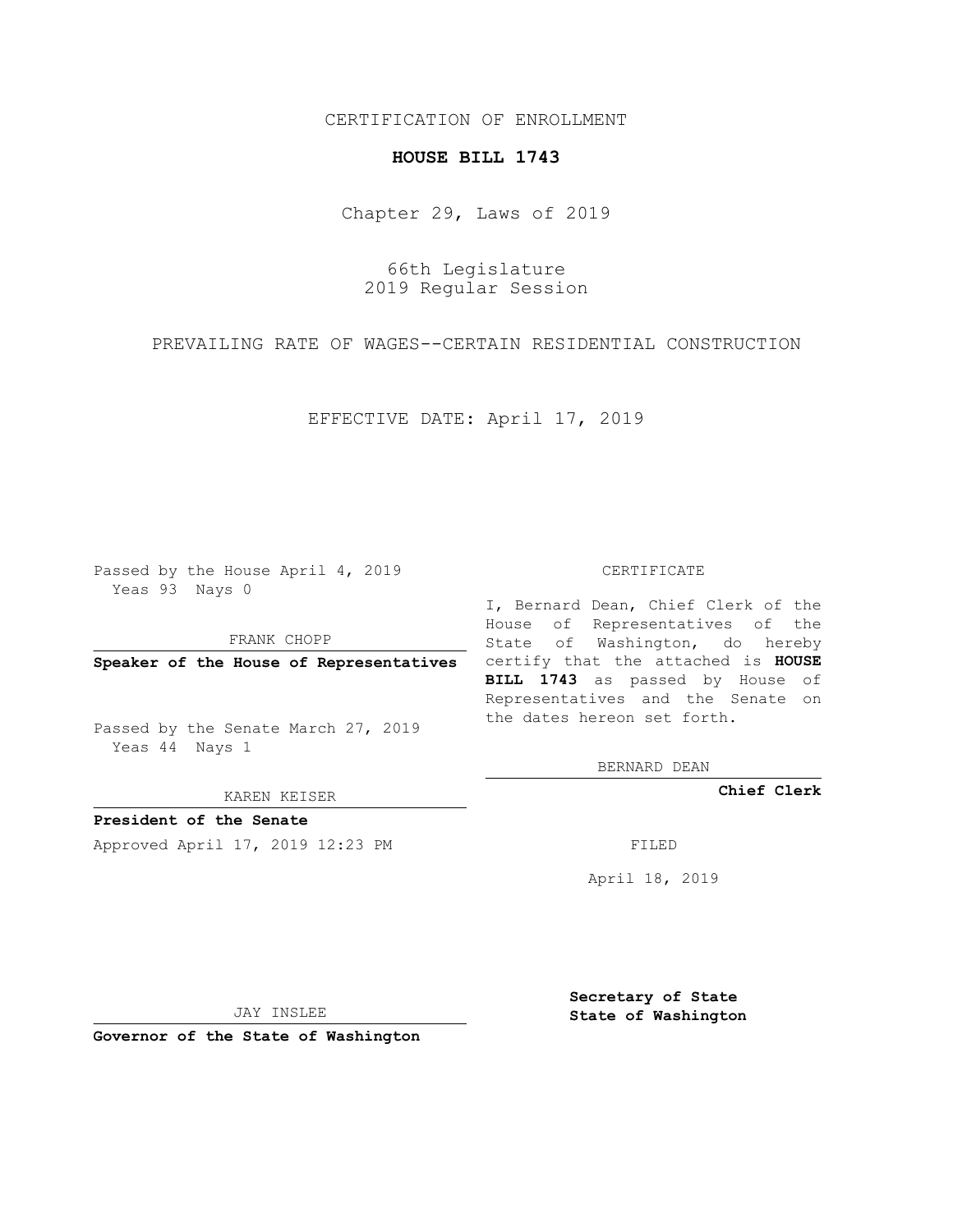CERTIFICATION OF ENROLLMENT

**HOUSE BILL 1743**

Chapter 29, Laws of 2019

66th Legislature
2019 Regular Session

PREVAILING RATE OF WAGES--CERTAIN RESIDENTIAL CONSTRUCTION

EFFECTIVE DATE: April 17, 2019

Passed by the House April 4, 2019
Yeas 93 Nays 0

FRANK CHOPP

**Speaker of the House of Representatives**

Passed by the Senate March 27, 2019
Yeas 44 Nays 1

KAREN KEISER

**President of the Senate**

Approved April 17, 2019 12:23 PM

JAY INSLEE

**Governor of the State of Washington**

CERTIFICATE

I, Bernard Dean, Chief Clerk of the House of Representatives of the State of Washington, do hereby certify that the attached is **HOUSE BILL 1743** as passed by House of Representatives and the Senate on the dates hereon set forth.

BERNARD DEAN

**Chief Clerk**

FILED

April 18, 2019

**Secretary of State**
**State of Washington**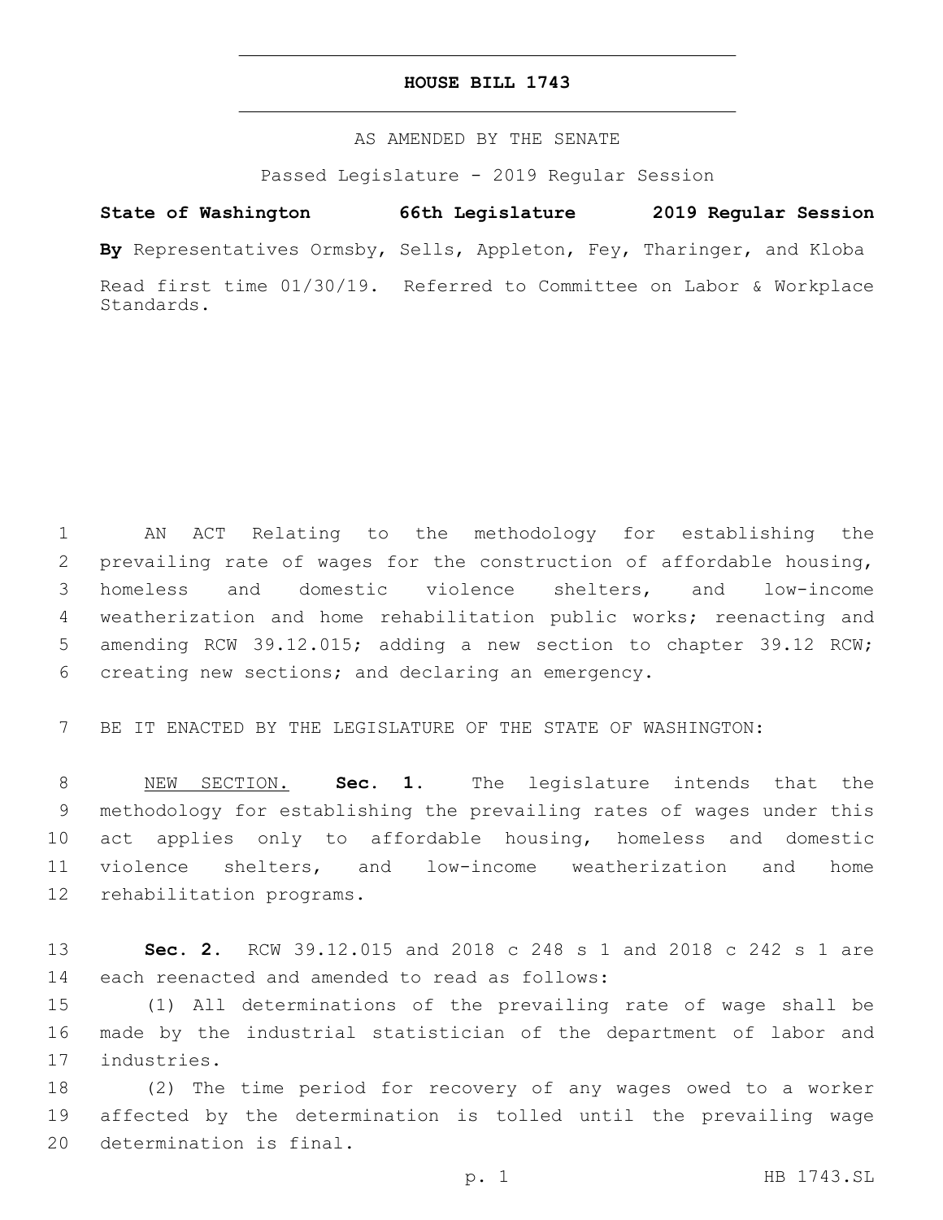# HOUSE BILL 1743

AS AMENDED BY THE SENATE

Passed Legislature - 2019 Regular Session

**State of Washington 66th Legislature 2019 Regular Session**

**By** Representatives Ormsby, Sells, Appleton, Fey, Tharinger, and Kloba

Read first time 01/30/19. Referred to Committee on Labor & Workplace Standards.

AN ACT Relating to the methodology for establishing the prevailing rate of wages for the construction of affordable housing, homeless and domestic violence shelters, and low-income weatherization and home rehabilitation public works; reenacting and amending RCW 39.12.015; adding a new section to chapter 39.12 RCW; creating new sections; and declaring an emergency.

BE IT ENACTED BY THE LEGISLATURE OF THE STATE OF WASHINGTON:

NEW SECTION. **Sec. 1.** The legislature intends that the methodology for establishing the prevailing rates of wages under this act applies only to affordable housing, homeless and domestic violence shelters, and low-income weatherization and home rehabilitation programs.

**Sec. 2.** RCW 39.12.015 and 2018 c 248 s 1 and 2018 c 242 s 1 are each reenacted and amended to read as follows:

(1) All determinations of the prevailing rate of wage shall be made by the industrial statistician of the department of labor and industries.

(2) The time period for recovery of any wages owed to a worker affected by the determination is tolled until the prevailing wage determination is final.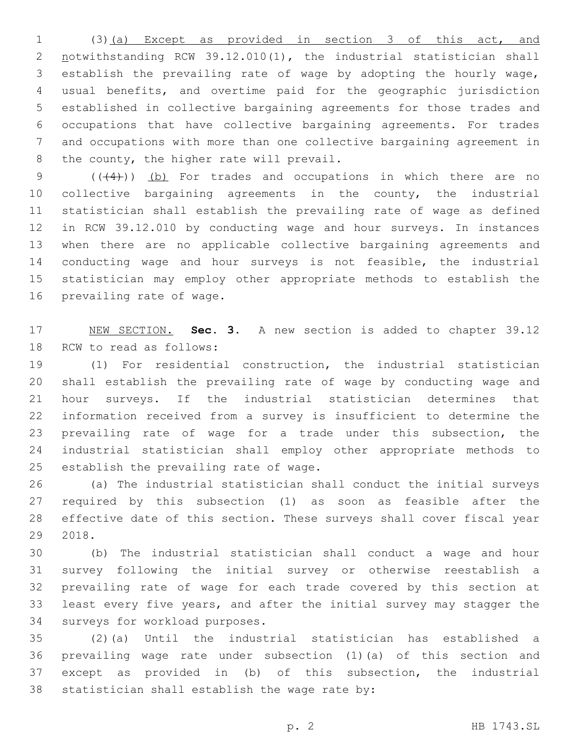(3)(a) Except as provided in section 3 of this act, and notwithstanding RCW 39.12.010(1), the industrial statistician shall establish the prevailing rate of wage by adopting the hourly wage, usual benefits, and overtime paid for the geographic jurisdiction established in collective bargaining agreements for those trades and occupations that have collective bargaining agreements. For trades and occupations with more than one collective bargaining agreement in the county, the higher rate will prevail.

(((4))) (b) For trades and occupations in which there are no collective bargaining agreements in the county, the industrial statistician shall establish the prevailing rate of wage as defined in RCW 39.12.010 by conducting wage and hour surveys. In instances when there are no applicable collective bargaining agreements and conducting wage and hour surveys is not feasible, the industrial statistician may employ other appropriate methods to establish the prevailing rate of wage.

NEW SECTION. **Sec. 3.** A new section is added to chapter 39.12 RCW to read as follows:

(1) For residential construction, the industrial statistician shall establish the prevailing rate of wage by conducting wage and hour surveys. If the industrial statistician determines that information received from a survey is insufficient to determine the prevailing rate of wage for a trade under this subsection, the industrial statistician shall employ other appropriate methods to establish the prevailing rate of wage.

(a) The industrial statistician shall conduct the initial surveys required by this subsection (1) as soon as feasible after the effective date of this section. These surveys shall cover fiscal year 2018.

(b) The industrial statistician shall conduct a wage and hour survey following the initial survey or otherwise reestablish a prevailing rate of wage for each trade covered by this section at least every five years, and after the initial survey may stagger the surveys for workload purposes.

(2)(a) Until the industrial statistician has established a prevailing wage rate under subsection (1)(a) of this section and except as provided in (b) of this subsection, the industrial statistician shall establish the wage rate by: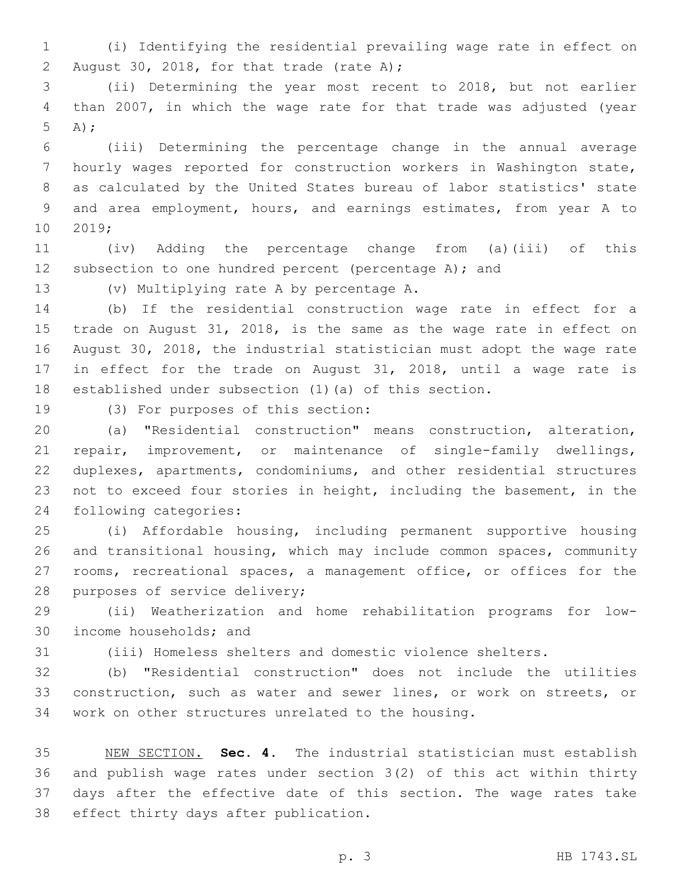(i) Identifying the residential prevailing wage rate in effect on August 30, 2018, for that trade (rate A);

(ii) Determining the year most recent to 2018, but not earlier than 2007, in which the wage rate for that trade was adjusted (year A);

(iii) Determining the percentage change in the annual average hourly wages reported for construction workers in Washington state, as calculated by the United States bureau of labor statistics' state and area employment, hours, and earnings estimates, from year A to 2019;

(iv) Adding the percentage change from (a)(iii) of this subsection to one hundred percent (percentage A); and

(v) Multiplying rate A by percentage A.

(b) If the residential construction wage rate in effect for a trade on August 31, 2018, is the same as the wage rate in effect on August 30, 2018, the industrial statistician must adopt the wage rate in effect for the trade on August 31, 2018, until a wage rate is established under subsection (1)(a) of this section.

(3) For purposes of this section:

(a) "Residential construction" means construction, alteration, repair, improvement, or maintenance of single-family dwellings, duplexes, apartments, condominiums, and other residential structures not to exceed four stories in height, including the basement, in the following categories:

(i) Affordable housing, including permanent supportive housing and transitional housing, which may include common spaces, community rooms, recreational spaces, a management office, or offices for the purposes of service delivery;

(ii) Weatherization and home rehabilitation programs for low-income households; and

(iii) Homeless shelters and domestic violence shelters.

(b) "Residential construction" does not include the utilities construction, such as water and sewer lines, or work on streets, or work on other structures unrelated to the housing.

NEW SECTION. **Sec. 4.** The industrial statistician must establish and publish wage rates under section 3(2) of this act within thirty days after the effective date of this section. The wage rates take effect thirty days after publication.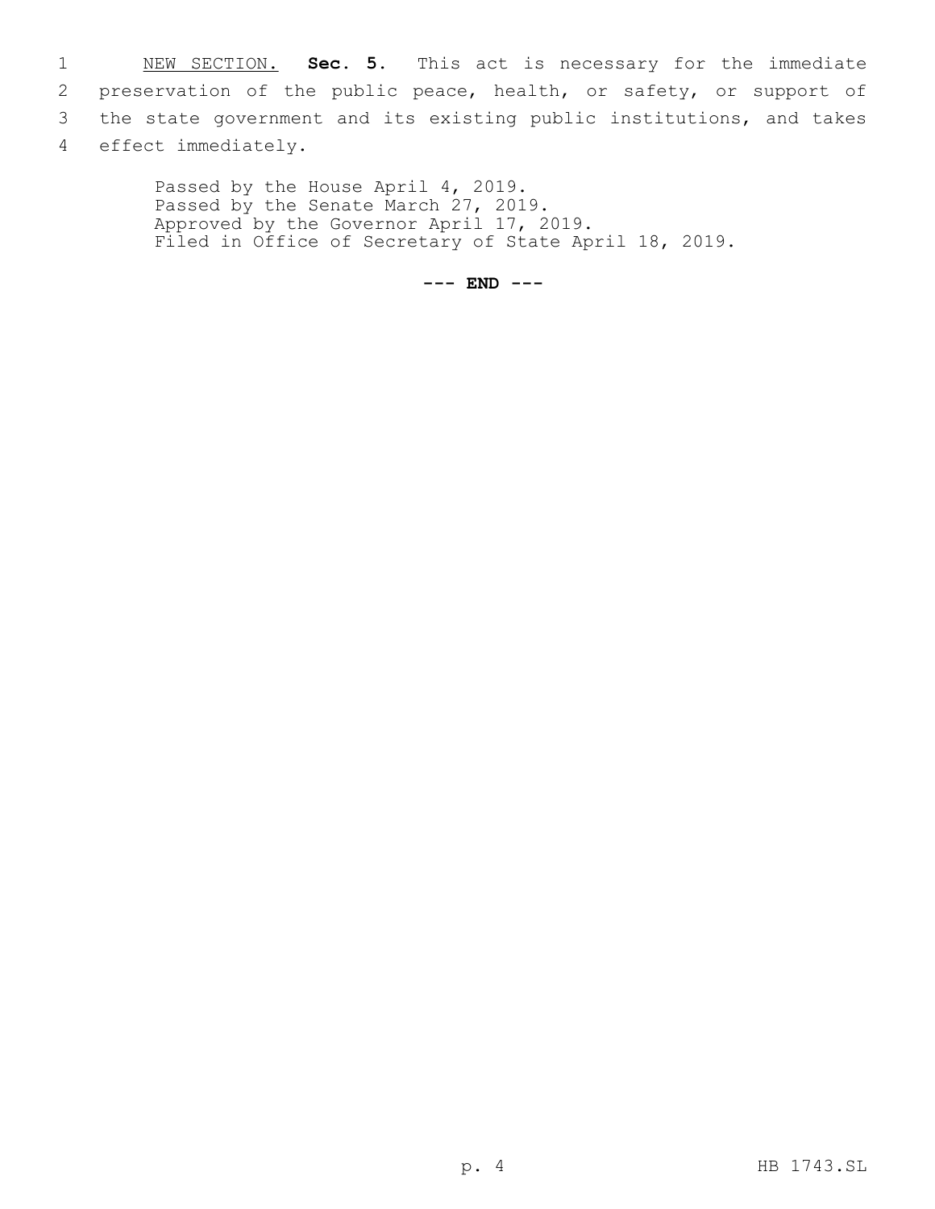NEW SECTION. **Sec. 5.** This act is necessary for the immediate preservation of the public peace, health, or safety, or support of the state government and its existing public institutions, and takes effect immediately.

Passed by the House April 4, 2019.
Passed by the Senate March 27, 2019.
Approved by the Governor April 17, 2019.
Filed in Office of Secretary of State April 18, 2019.

**--- END ---**